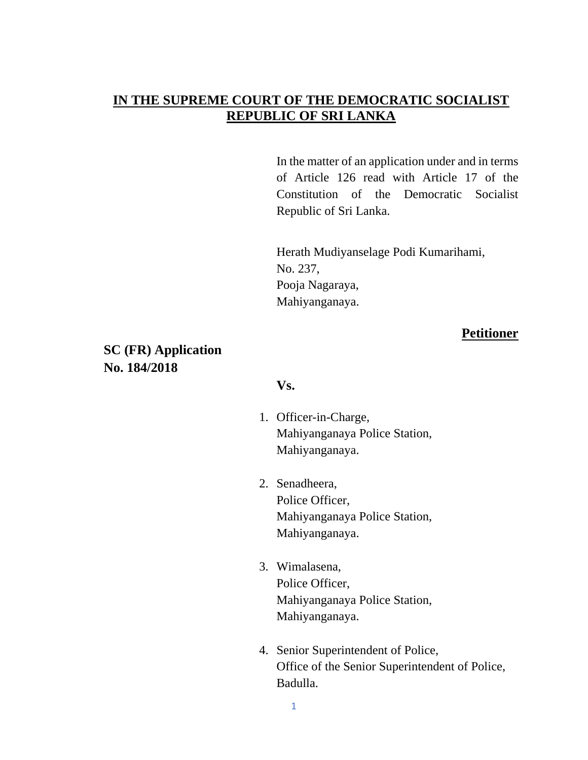**IN THE SUPREME COURT OF THE DEMOCRATIC SOCIALIST REPUBLIC OF SRI LANKA**

In the matter of an application under and in terms of Article 126 read with Article 17 of the Constitution of the Democratic Socialist Republic of Sri Lanka.

Herath Mudiyanselage Podi Kumarihami,
No. 237,
Pooja Nagaraya,
Mahiyanganaya.

**Petitioner**

**SC (FR) Application No. 184/2018**

**Vs.**

1. Officer-in-Charge,
   Mahiyanganaya Police Station,
   Mahiyanganaya.

2. Senadheera,
   Police Officer,
   Mahiyanganaya Police Station,
   Mahiyanganaya.

3. Wimalasena,
   Police Officer,
   Mahiyanganaya Police Station,
   Mahiyanganaya.

4. Senior Superintendent of Police,
   Office of the Senior Superintendent of Police,
   Badulla.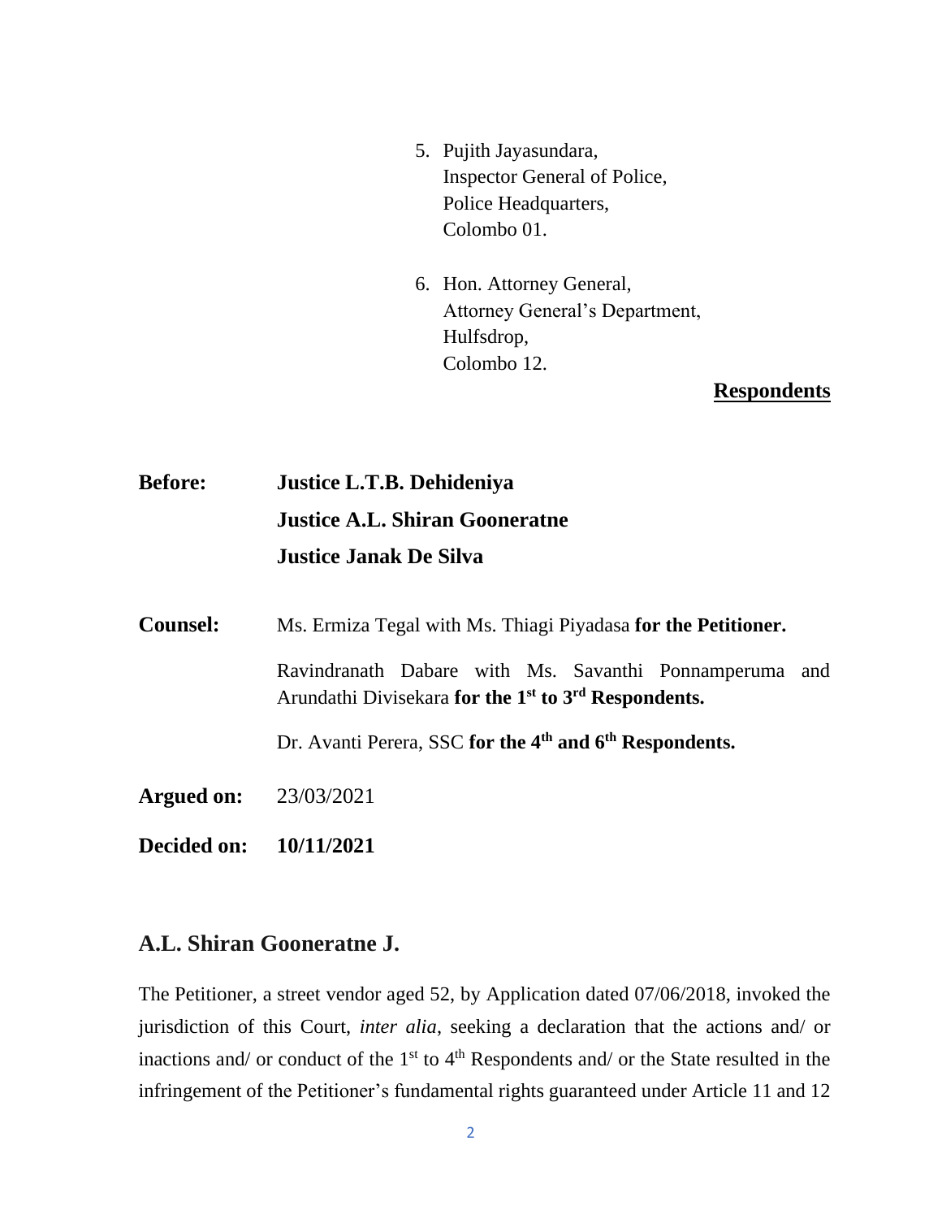5. Pujith Jayasundara,
   Inspector General of Police,
   Police Headquarters,
   Colombo 01.

6. Hon. Attorney General,
   Attorney General's Department,
   Hulfsdrop,
   Colombo 12.

**Respondents**

**Before:** **Justice L.T.B. Dehideniya**
**Justice A.L. Shiran Gooneratne**
**Justice Janak De Silva**

**Counsel:** Ms. Ermiza Tegal with Ms. Thiagi Piyadasa **for the Petitioner.**

Ravindranath Dabare with Ms. Savanthi Ponnamperuma and Arundathi Divisekara **for the 1st to 3rd Respondents.**

Dr. Avanti Perera, SSC **for the 4th and 6th Respondents.**

**Argued on:** 23/03/2021

**Decided on:** **10/11/2021**

## A.L. Shiran Gooneratne J.

The Petitioner, a street vendor aged 52, by Application dated 07/06/2018, invoked the jurisdiction of this Court, *inter alia*, seeking a declaration that the actions and/ or inactions and/ or conduct of the 1st to 4th Respondents and/ or the State resulted in the infringement of the Petitioner's fundamental rights guaranteed under Article 11 and 12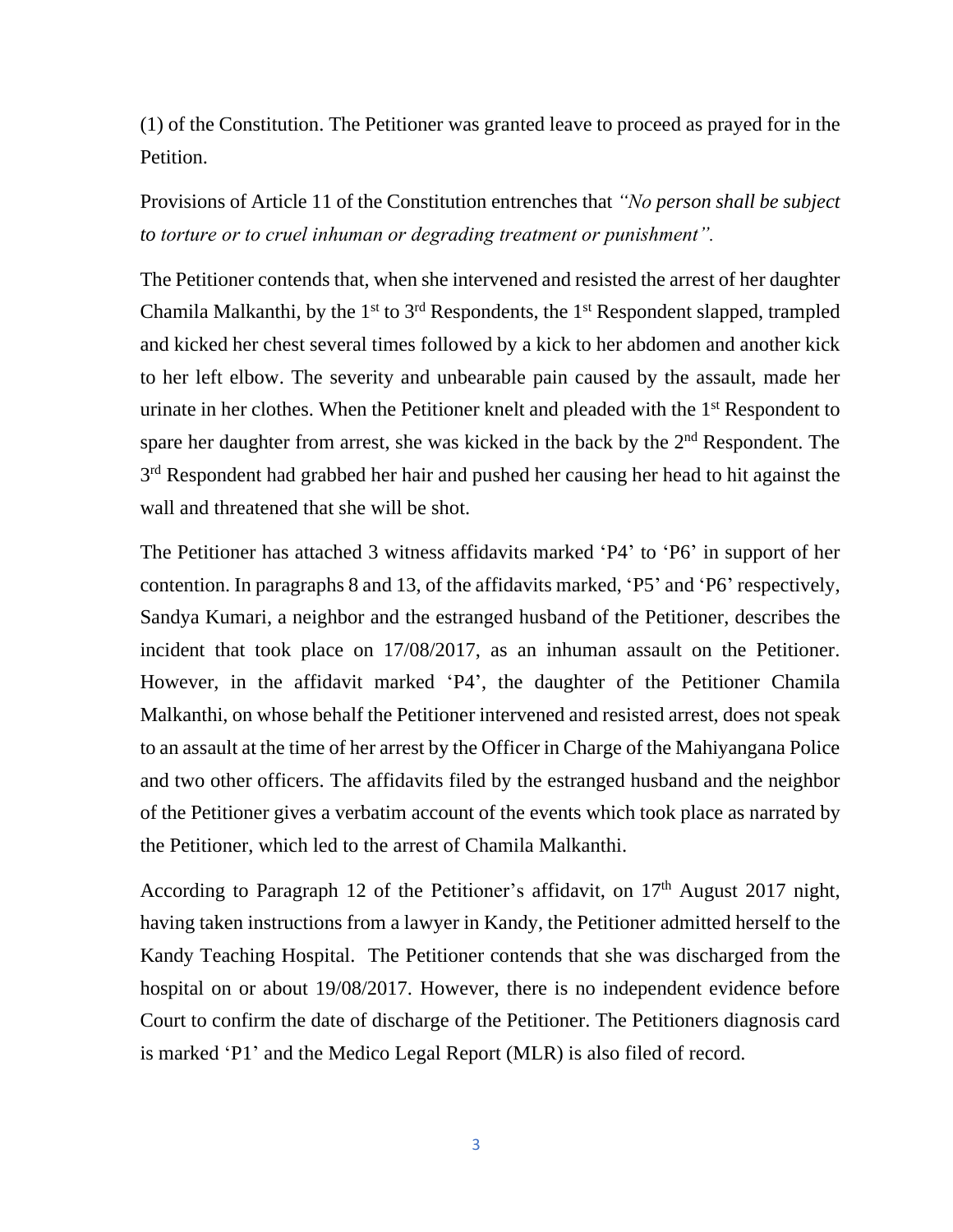(1) of the Constitution. The Petitioner was granted leave to proceed as prayed for in the Petition.

Provisions of Article 11 of the Constitution entrenches that *"No person shall be subject to torture or to cruel inhuman or degrading treatment or punishment".*

The Petitioner contends that, when she intervened and resisted the arrest of her daughter Chamila Malkanthi, by the 1st to 3rd Respondents, the 1st Respondent slapped, trampled and kicked her chest several times followed by a kick to her abdomen and another kick to her left elbow. The severity and unbearable pain caused by the assault, made her urinate in her clothes. When the Petitioner knelt and pleaded with the 1st Respondent to spare her daughter from arrest, she was kicked in the back by the 2nd Respondent. The 3rd Respondent had grabbed her hair and pushed her causing her head to hit against the wall and threatened that she will be shot.

The Petitioner has attached 3 witness affidavits marked 'P4' to 'P6' in support of her contention. In paragraphs 8 and 13, of the affidavits marked, 'P5' and 'P6' respectively, Sandya Kumari, a neighbor and the estranged husband of the Petitioner, describes the incident that took place on 17/08/2017, as an inhuman assault on the Petitioner. However, in the affidavit marked 'P4', the daughter of the Petitioner Chamila Malkanthi, on whose behalf the Petitioner intervened and resisted arrest, does not speak to an assault at the time of her arrest by the Officer in Charge of the Mahiyangana Police and two other officers. The affidavits filed by the estranged husband and the neighbor of the Petitioner gives a verbatim account of the events which took place as narrated by the Petitioner, which led to the arrest of Chamila Malkanthi.

According to Paragraph 12 of the Petitioner's affidavit, on 17th August 2017 night, having taken instructions from a lawyer in Kandy, the Petitioner admitted herself to the Kandy Teaching Hospital. The Petitioner contends that she was discharged from the hospital on or about 19/08/2017. However, there is no independent evidence before Court to confirm the date of discharge of the Petitioner. The Petitioners diagnosis card is marked 'P1' and the Medico Legal Report (MLR) is also filed of record.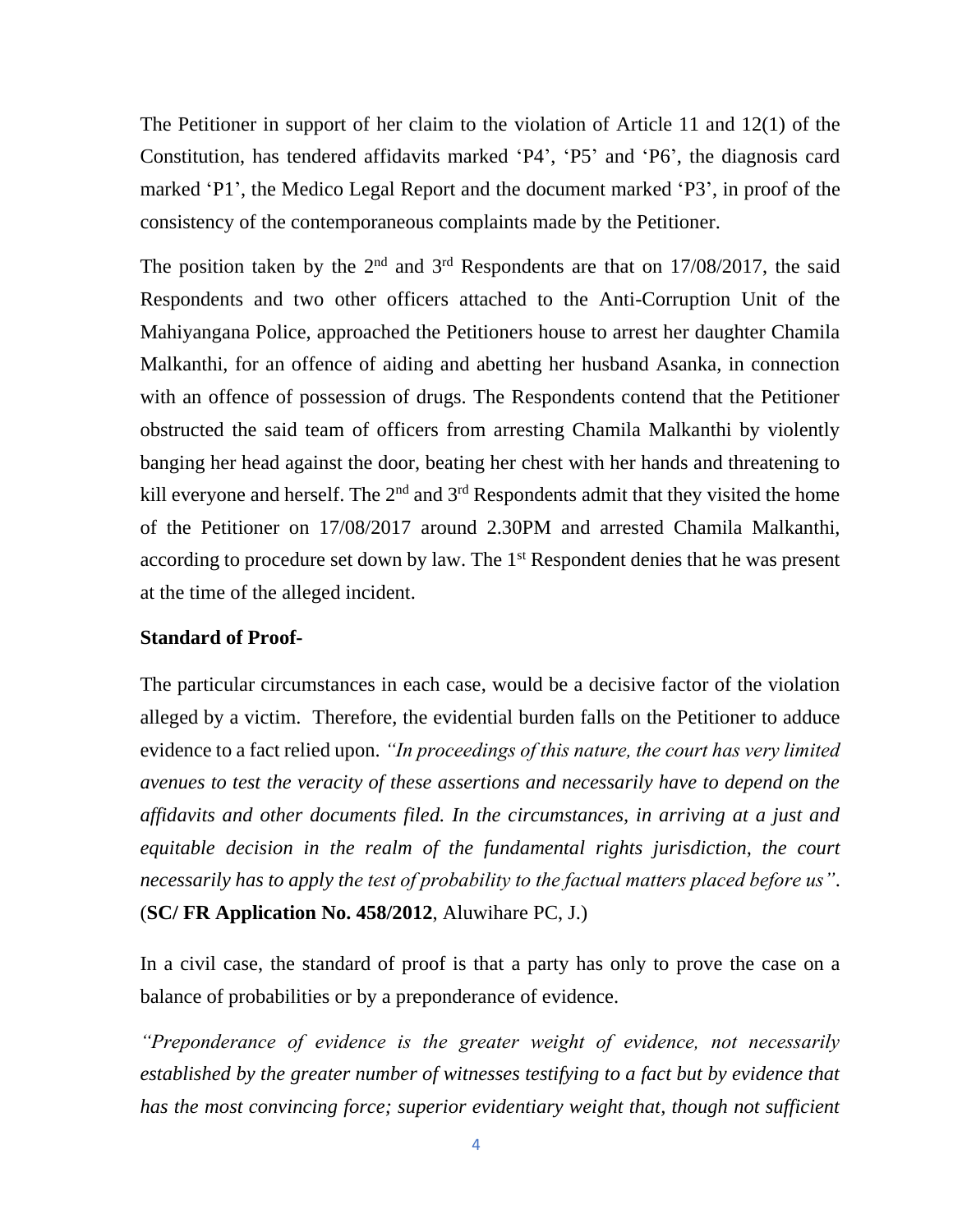The Petitioner in support of her claim to the violation of Article 11 and 12(1) of the Constitution, has tendered affidavits marked 'P4', 'P5' and 'P6', the diagnosis card marked 'P1', the Medico Legal Report and the document marked 'P3', in proof of the consistency of the contemporaneous complaints made by the Petitioner.

The position taken by the 2nd and 3rd Respondents are that on 17/08/2017, the said Respondents and two other officers attached to the Anti-Corruption Unit of the Mahiyangana Police, approached the Petitioners house to arrest her daughter Chamila Malkanthi, for an offence of aiding and abetting her husband Asanka, in connection with an offence of possession of drugs. The Respondents contend that the Petitioner obstructed the said team of officers from arresting Chamila Malkanthi by violently banging her head against the door, beating her chest with her hands and threatening to kill everyone and herself. The 2nd and 3rd Respondents admit that they visited the home of the Petitioner on 17/08/2017 around 2.30PM and arrested Chamila Malkanthi, according to procedure set down by law. The 1st Respondent denies that he was present at the time of the alleged incident.

**Standard of Proof-**

The particular circumstances in each case, would be a decisive factor of the violation alleged by a victim. Therefore, the evidential burden falls on the Petitioner to adduce evidence to a fact relied upon. *"In proceedings of this nature, the court has very limited avenues to test the veracity of these assertions and necessarily have to depend on the affidavits and other documents filed. In the circumstances, in arriving at a just and equitable decision in the realm of the fundamental rights jurisdiction, the court necessarily has to apply the test of probability to the factual matters placed before us"*. (**SC/ FR Application No. 458/2012**, Aluwihare PC, J.)

In a civil case, the standard of proof is that a party has only to prove the case on a balance of probabilities or by a preponderance of evidence.

*"Preponderance of evidence is the greater weight of evidence, not necessarily established by the greater number of witnesses testifying to a fact but by evidence that has the most convincing force; superior evidentiary weight that, though not sufficient*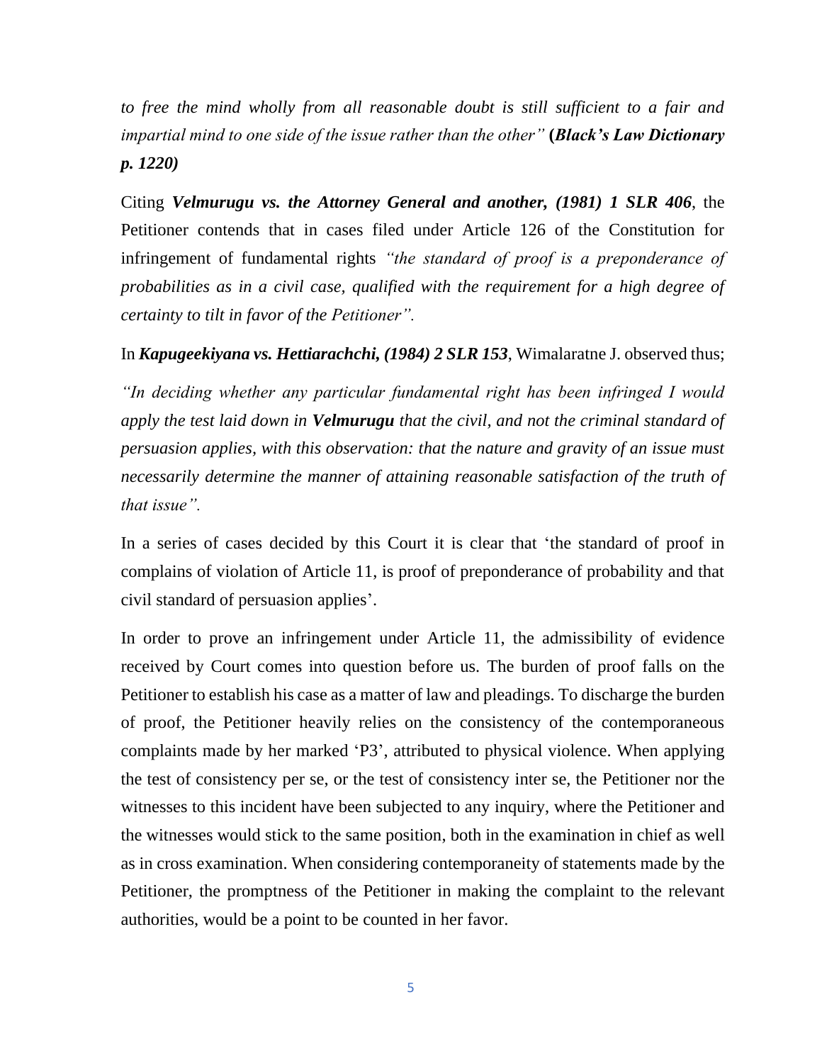*to free the mind wholly from all reasonable doubt is still sufficient to a fair and impartial mind to one side of the issue rather than the other"* **(*Black's Law Dictionary p. 1220)***

Citing ***Velmurugu vs. the Attorney General and another, (1981) 1 SLR 406***, the Petitioner contends that in cases filed under Article 126 of the Constitution for infringement of fundamental rights *"the standard of proof is a preponderance of probabilities as in a civil case, qualified with the requirement for a high degree of certainty to tilt in favor of the Petitioner".*

In ***Kapugeekiyana vs. Hettiarachchi, (1984) 2 SLR 153***, Wimalaratne J. observed thus;

*"In deciding whether any particular fundamental right has been infringed I would apply the test laid down in **Velmurugu** that the civil, and not the criminal standard of persuasion applies, with this observation: that the nature and gravity of an issue must necessarily determine the manner of attaining reasonable satisfaction of the truth of that issue".*

In a series of cases decided by this Court it is clear that 'the standard of proof in complains of violation of Article 11, is proof of preponderance of probability and that civil standard of persuasion applies'.

In order to prove an infringement under Article 11, the admissibility of evidence received by Court comes into question before us. The burden of proof falls on the Petitioner to establish his case as a matter of law and pleadings. To discharge the burden of proof, the Petitioner heavily relies on the consistency of the contemporaneous complaints made by her marked 'P3', attributed to physical violence. When applying the test of consistency per se, or the test of consistency inter se, the Petitioner nor the witnesses to this incident have been subjected to any inquiry, where the Petitioner and the witnesses would stick to the same position, both in the examination in chief as well as in cross examination. When considering contemporaneity of statements made by the Petitioner, the promptness of the Petitioner in making the complaint to the relevant authorities, would be a point to be counted in her favor.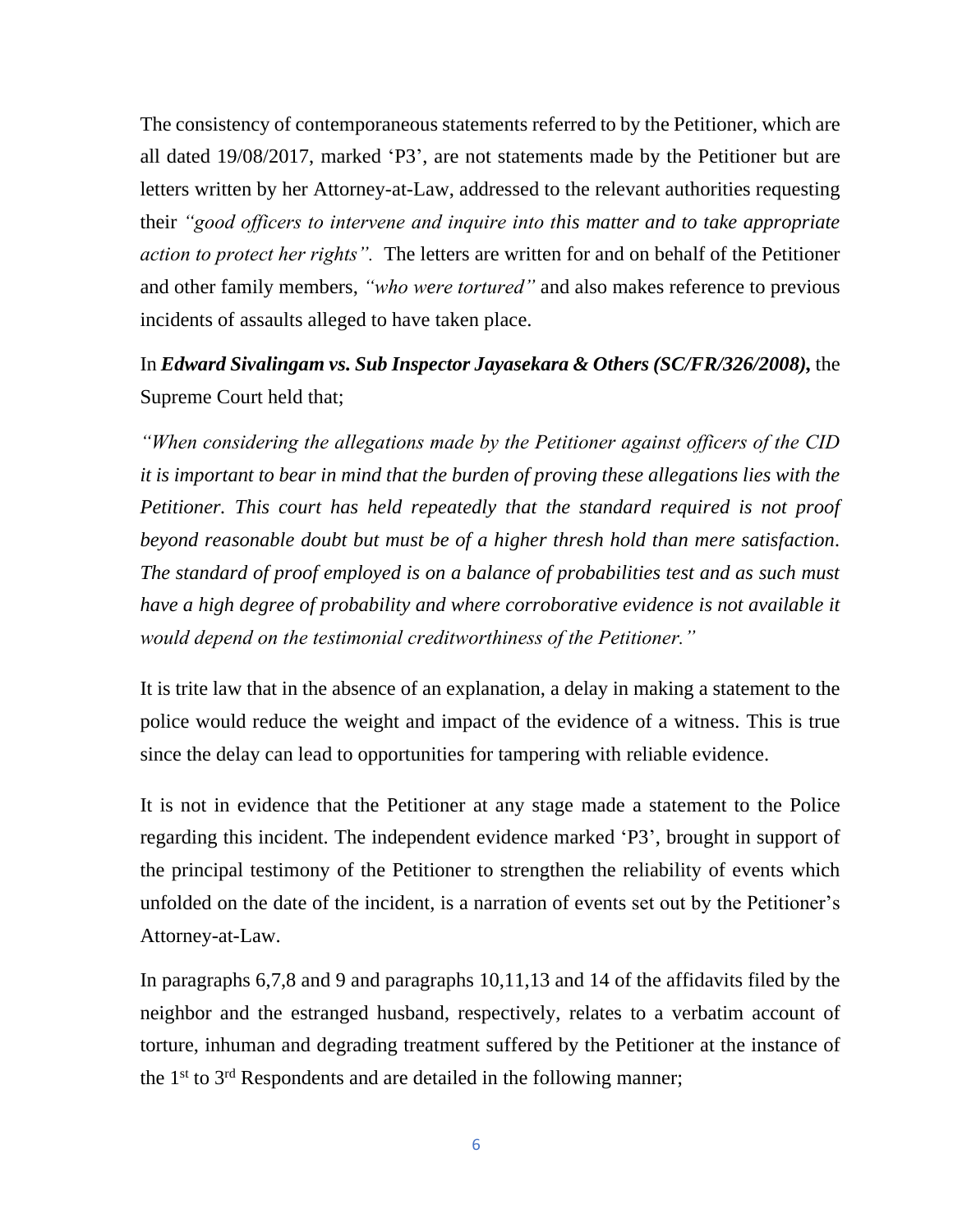The consistency of contemporaneous statements referred to by the Petitioner, which are all dated 19/08/2017, marked 'P3', are not statements made by the Petitioner but are letters written by her Attorney-at-Law, addressed to the relevant authorities requesting their *"good officers to intervene and inquire into this matter and to take appropriate action to protect her rights".* The letters are written for and on behalf of the Petitioner and other family members, *"who were tortured"* and also makes reference to previous incidents of assaults alleged to have taken place.

In ***Edward Sivalingam vs. Sub Inspector Jayasekara & Others (SC/FR/326/2008)***, the Supreme Court held that;

*"When considering the allegations made by the Petitioner against officers of the CID it is important to bear in mind that the burden of proving these allegations lies with the Petitioner. This court has held repeatedly that the standard required is not proof beyond reasonable doubt but must be of a higher thresh hold than mere satisfaction. The standard of proof employed is on a balance of probabilities test and as such must have a high degree of probability and where corroborative evidence is not available it would depend on the testimonial creditworthiness of the Petitioner."*

It is trite law that in the absence of an explanation, a delay in making a statement to the police would reduce the weight and impact of the evidence of a witness. This is true since the delay can lead to opportunities for tampering with reliable evidence.

It is not in evidence that the Petitioner at any stage made a statement to the Police regarding this incident. The independent evidence marked 'P3', brought in support of the principal testimony of the Petitioner to strengthen the reliability of events which unfolded on the date of the incident, is a narration of events set out by the Petitioner's Attorney-at-Law.

In paragraphs 6,7,8 and 9 and paragraphs 10,11,13 and 14 of the affidavits filed by the neighbor and the estranged husband, respectively, relates to a verbatim account of torture, inhuman and degrading treatment suffered by the Petitioner at the instance of the 1st to 3rd Respondents and are detailed in the following manner;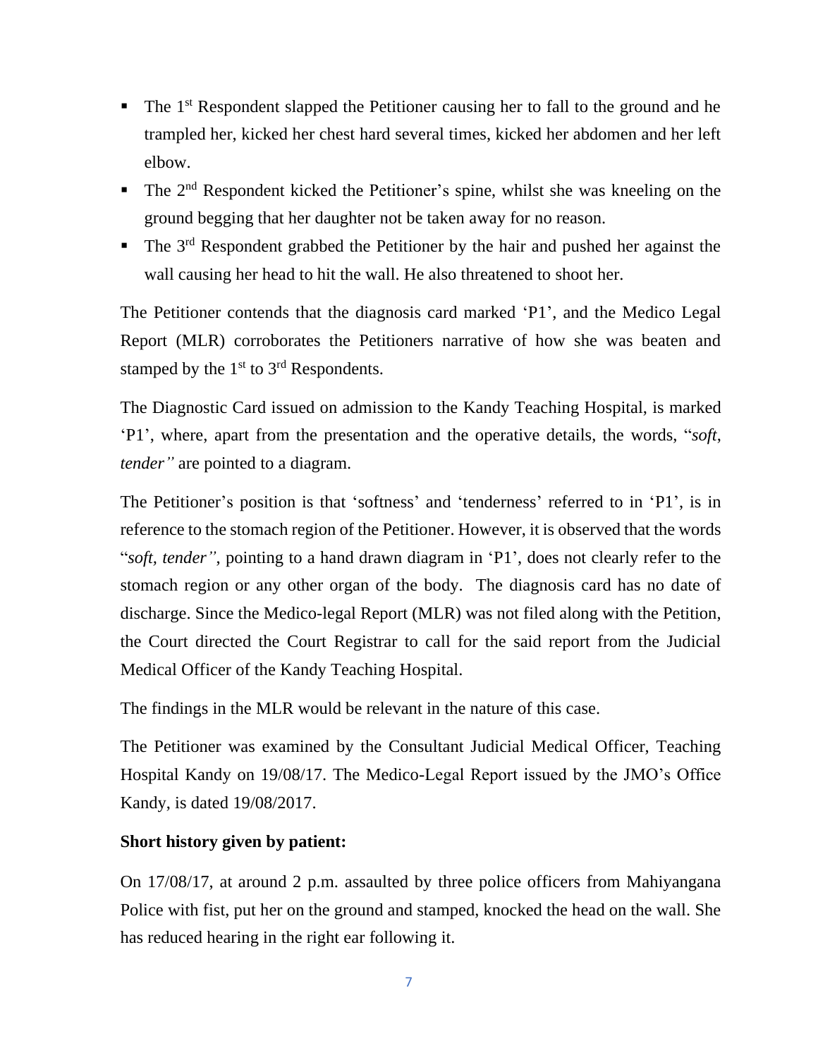- The 1st Respondent slapped the Petitioner causing her to fall to the ground and he trampled her, kicked her chest hard several times, kicked her abdomen and her left elbow.
- The 2nd Respondent kicked the Petitioner's spine, whilst she was kneeling on the ground begging that her daughter not be taken away for no reason.
- The 3rd Respondent grabbed the Petitioner by the hair and pushed her against the wall causing her head to hit the wall. He also threatened to shoot her.

The Petitioner contends that the diagnosis card marked 'P1', and the Medico Legal Report (MLR) corroborates the Petitioners narrative of how she was beaten and stamped by the 1st to 3rd Respondents.

The Diagnostic Card issued on admission to the Kandy Teaching Hospital, is marked 'P1', where, apart from the presentation and the operative details, the words, "*soft, tender"* are pointed to a diagram.

The Petitioner's position is that 'softness' and 'tenderness' referred to in 'P1', is in reference to the stomach region of the Petitioner. However, it is observed that the words "*soft, tender"*, pointing to a hand drawn diagram in 'P1', does not clearly refer to the stomach region or any other organ of the body. The diagnosis card has no date of discharge. Since the Medico-legal Report (MLR) was not filed along with the Petition, the Court directed the Court Registrar to call for the said report from the Judicial Medical Officer of the Kandy Teaching Hospital.

The findings in the MLR would be relevant in the nature of this case.

The Petitioner was examined by the Consultant Judicial Medical Officer, Teaching Hospital Kandy on 19/08/17. The Medico-Legal Report issued by the JMO's Office Kandy, is dated 19/08/2017.

**Short history given by patient:**

On 17/08/17, at around 2 p.m. assaulted by three police officers from Mahiyangana Police with fist, put her on the ground and stamped, knocked the head on the wall. She has reduced hearing in the right ear following it.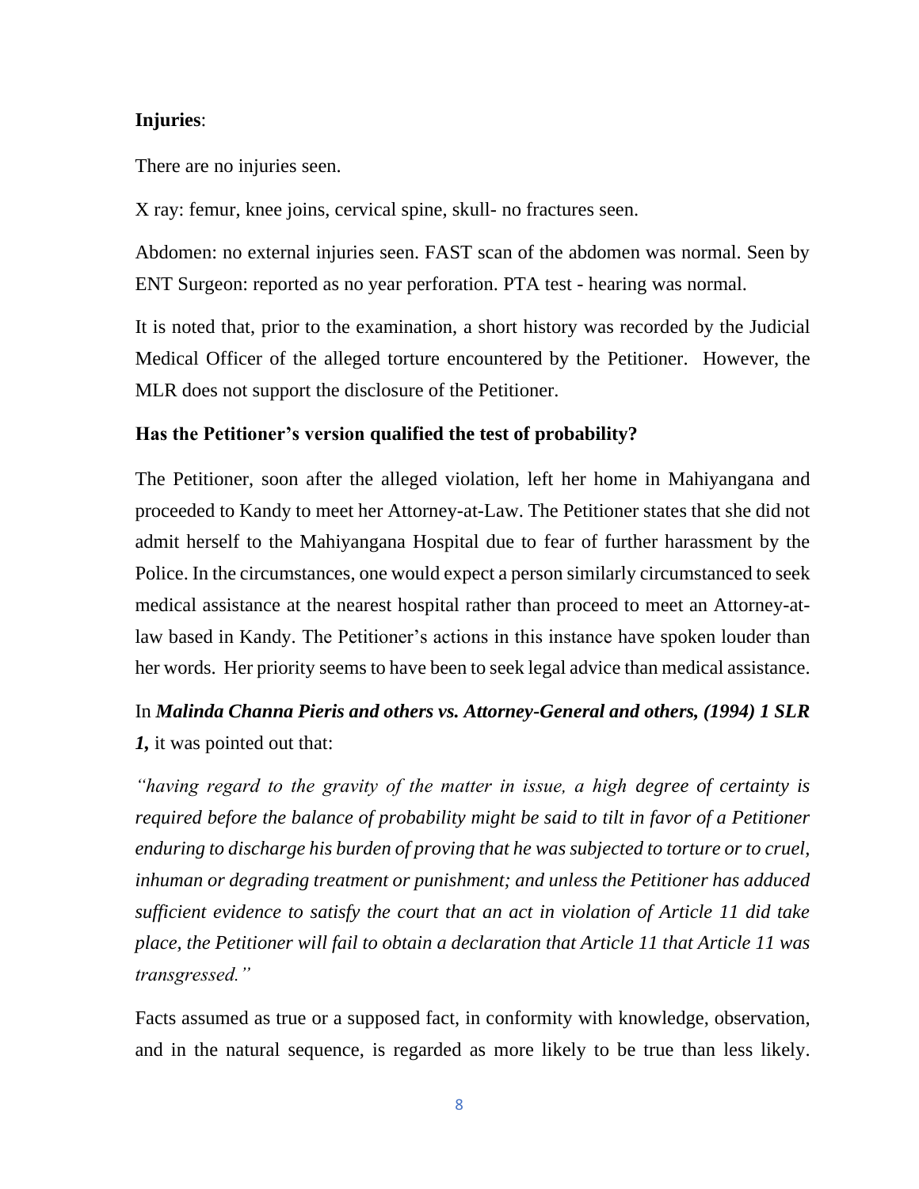**Injuries**:

There are no injuries seen.

X ray: femur, knee joins, cervical spine, skull- no fractures seen.

Abdomen: no external injuries seen. FAST scan of the abdomen was normal. Seen by ENT Surgeon: reported as no year perforation. PTA test - hearing was normal.

It is noted that, prior to the examination, a short history was recorded by the Judicial Medical Officer of the alleged torture encountered by the Petitioner. However, the MLR does not support the disclosure of the Petitioner.

**Has the Petitioner's version qualified the test of probability?**

The Petitioner, soon after the alleged violation, left her home in Mahiyangana and proceeded to Kandy to meet her Attorney-at-Law. The Petitioner states that she did not admit herself to the Mahiyangana Hospital due to fear of further harassment by the Police. In the circumstances, one would expect a person similarly circumstanced to seek medical assistance at the nearest hospital rather than proceed to meet an Attorney-at-law based in Kandy. The Petitioner's actions in this instance have spoken louder than her words. Her priority seems to have been to seek legal advice than medical assistance.

In ***Malinda Channa Pieris and others vs. Attorney-General and others, (1994) 1 SLR 1,*** it was pointed out that:

*"having regard to the gravity of the matter in issue, a high degree of certainty is required before the balance of probability might be said to tilt in favor of a Petitioner enduring to discharge his burden of proving that he was subjected to torture or to cruel, inhuman or degrading treatment or punishment; and unless the Petitioner has adduced sufficient evidence to satisfy the court that an act in violation of Article 11 did take place, the Petitioner will fail to obtain a declaration that Article 11 that Article 11 was transgressed."*

Facts assumed as true or a supposed fact, in conformity with knowledge, observation, and in the natural sequence, is regarded as more likely to be true than less likely.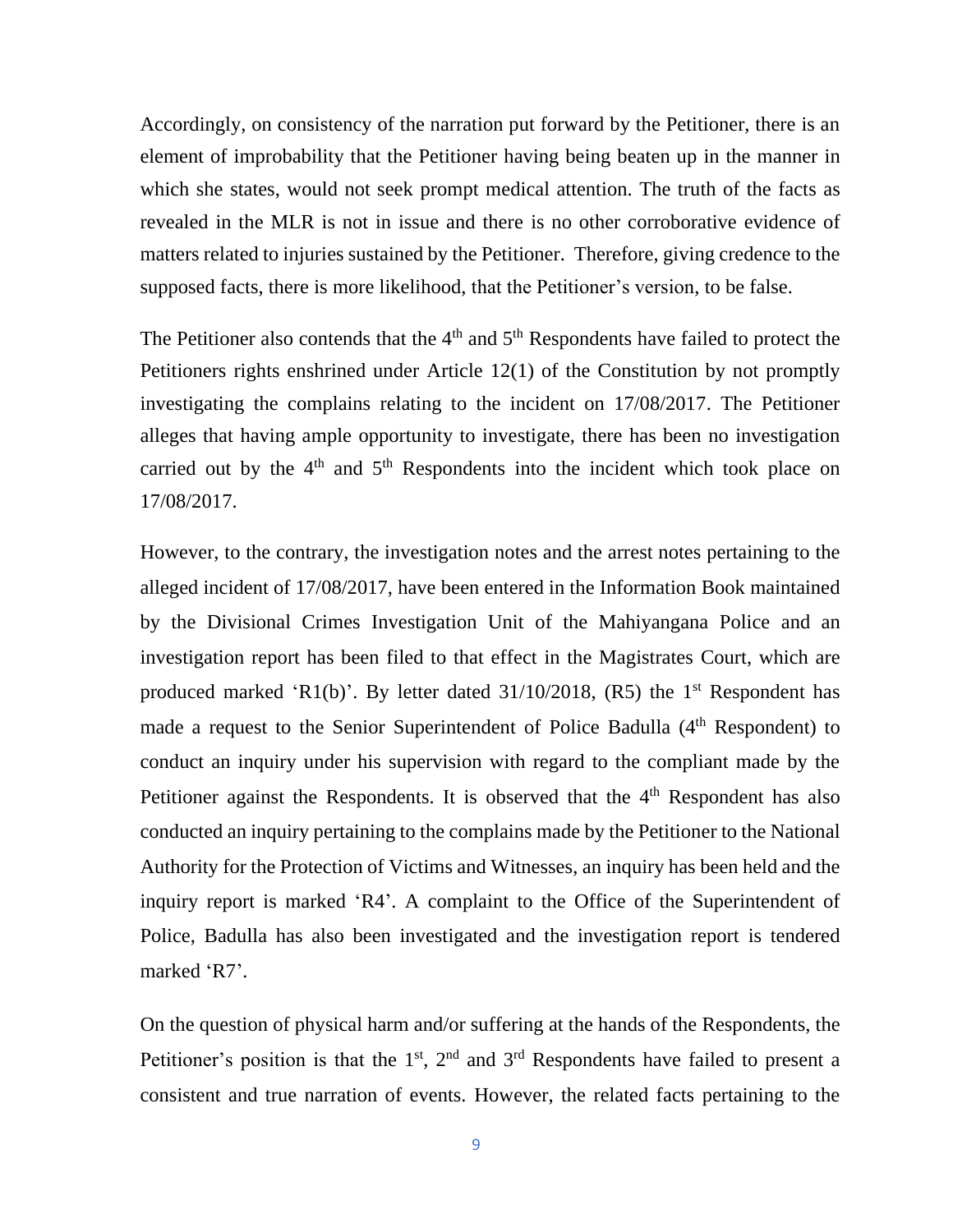Accordingly, on consistency of the narration put forward by the Petitioner, there is an element of improbability that the Petitioner having being beaten up in the manner in which she states, would not seek prompt medical attention. The truth of the facts as revealed in the MLR is not in issue and there is no other corroborative evidence of matters related to injuries sustained by the Petitioner. Therefore, giving credence to the supposed facts, there is more likelihood, that the Petitioner's version, to be false.

The Petitioner also contends that the 4th and 5th Respondents have failed to protect the Petitioners rights enshrined under Article 12(1) of the Constitution by not promptly investigating the complains relating to the incident on 17/08/2017. The Petitioner alleges that having ample opportunity to investigate, there has been no investigation carried out by the 4th and 5th Respondents into the incident which took place on 17/08/2017.

However, to the contrary, the investigation notes and the arrest notes pertaining to the alleged incident of 17/08/2017, have been entered in the Information Book maintained by the Divisional Crimes Investigation Unit of the Mahiyangana Police and an investigation report has been filed to that effect in the Magistrates Court, which are produced marked 'R1(b)'. By letter dated 31/10/2018, (R5) the 1st Respondent has made a request to the Senior Superintendent of Police Badulla (4th Respondent) to conduct an inquiry under his supervision with regard to the compliant made by the Petitioner against the Respondents. It is observed that the 4th Respondent has also conducted an inquiry pertaining to the complains made by the Petitioner to the National Authority for the Protection of Victims and Witnesses, an inquiry has been held and the inquiry report is marked 'R4'. A complaint to the Office of the Superintendent of Police, Badulla has also been investigated and the investigation report is tendered marked 'R7'.

On the question of physical harm and/or suffering at the hands of the Respondents, the Petitioner's position is that the 1st, 2nd and 3rd Respondents have failed to present a consistent and true narration of events. However, the related facts pertaining to the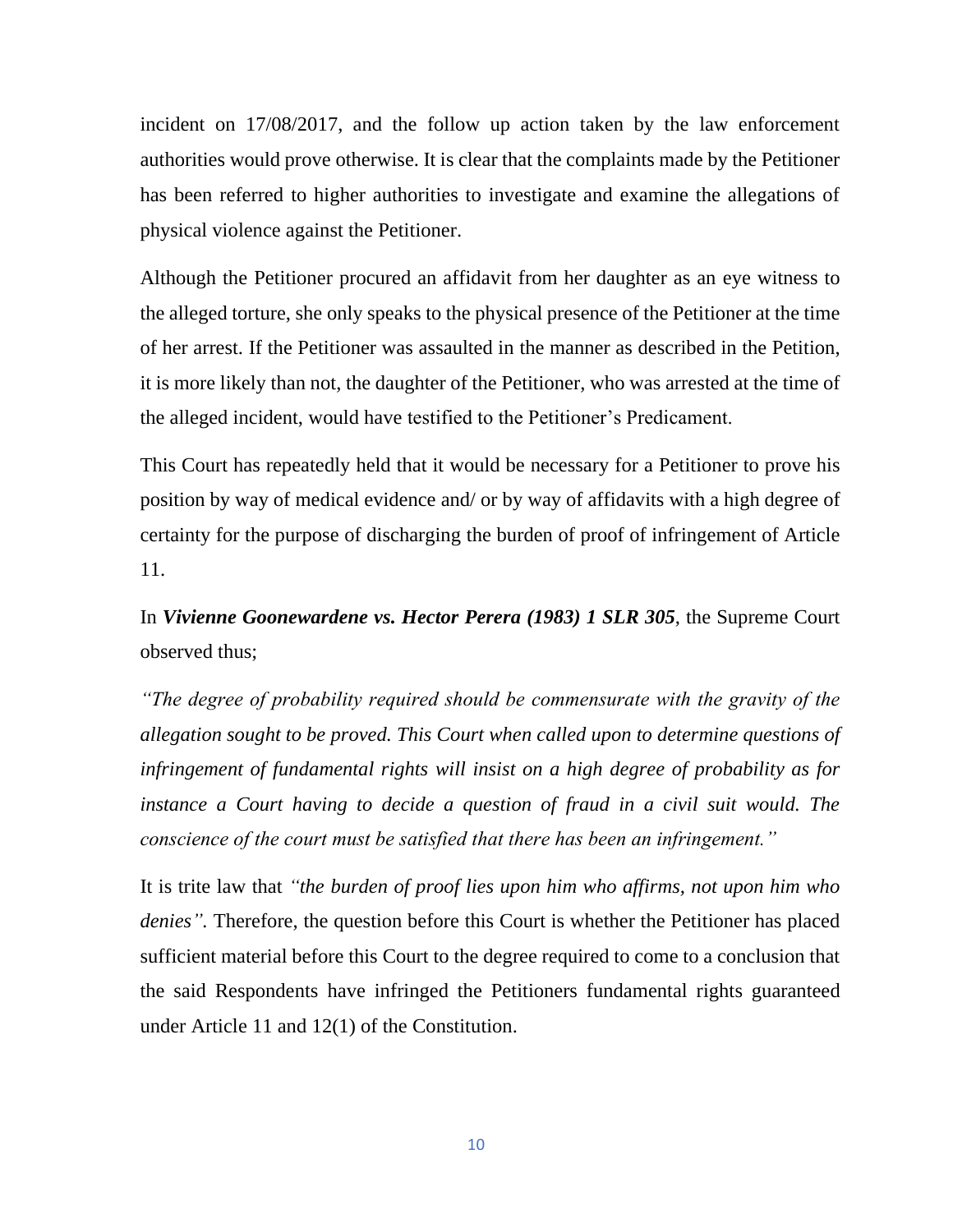incident on 17/08/2017, and the follow up action taken by the law enforcement authorities would prove otherwise. It is clear that the complaints made by the Petitioner has been referred to higher authorities to investigate and examine the allegations of physical violence against the Petitioner.

Although the Petitioner procured an affidavit from her daughter as an eye witness to the alleged torture, she only speaks to the physical presence of the Petitioner at the time of her arrest. If the Petitioner was assaulted in the manner as described in the Petition, it is more likely than not, the daughter of the Petitioner, who was arrested at the time of the alleged incident, would have testified to the Petitioner's Predicament.

This Court has repeatedly held that it would be necessary for a Petitioner to prove his position by way of medical evidence and/ or by way of affidavits with a high degree of certainty for the purpose of discharging the burden of proof of infringement of Article 11.

In ***Vivienne Goonewardene vs. Hector Perera (1983) 1 SLR 305***, the Supreme Court observed thus;

*"The degree of probability required should be commensurate with the gravity of the allegation sought to be proved. This Court when called upon to determine questions of infringement of fundamental rights will insist on a high degree of probability as for instance a Court having to decide a question of fraud in a civil suit would. The conscience of the court must be satisfied that there has been an infringement."*

It is trite law that *"the burden of proof lies upon him who affirms, not upon him who denies"*. Therefore, the question before this Court is whether the Petitioner has placed sufficient material before this Court to the degree required to come to a conclusion that the said Respondents have infringed the Petitioners fundamental rights guaranteed under Article 11 and 12(1) of the Constitution.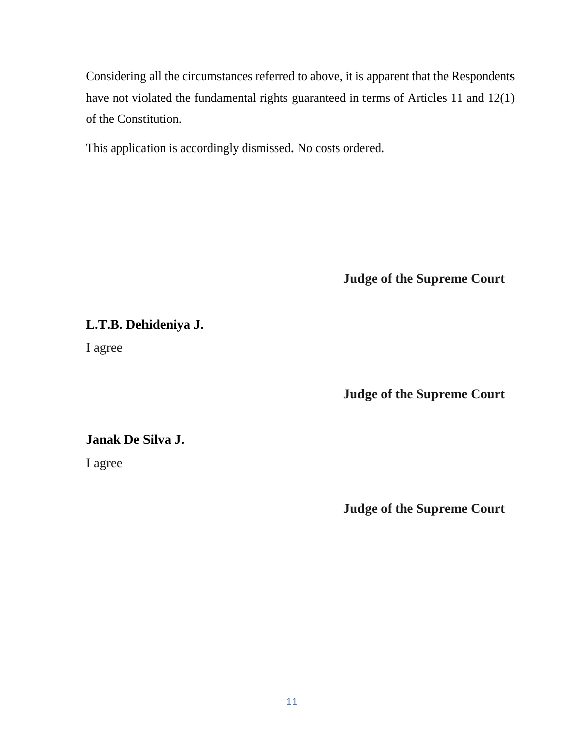Considering all the circumstances referred to above, it is apparent that the Respondents have not violated the fundamental rights guaranteed in terms of Articles 11 and 12(1) of the Constitution.

This application is accordingly dismissed. No costs ordered.

**Judge of the Supreme Court**

**L.T.B. Dehideniya J.**

I agree

**Judge of the Supreme Court**

**Janak De Silva J.**

I agree

**Judge of the Supreme Court**